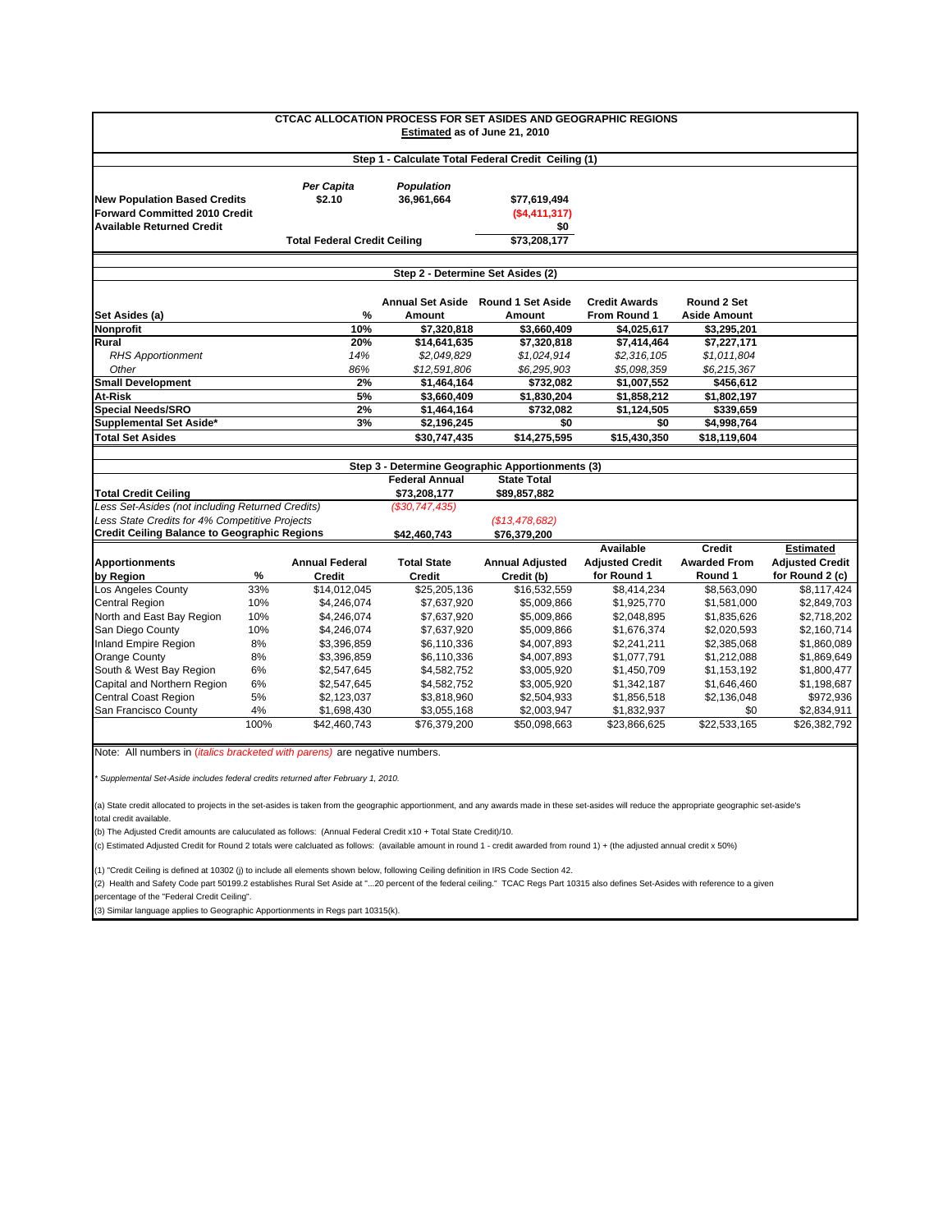# CTCAC ALLOCATION PROCESS FOR SET ASIDES AND GEOGRAPHIC REGIONS

**Estimated as of June 21, 2010**

## Step 1 - Calculate Total Federal Credit Ceiling (1)

| | *Per Capita* | *Population* | |
|---|---|---|---|
| **New Population Based Credits** | **$2.10** | **36,961,664** | **$77,619,494** |
| **Forward Committed 2010 Credit** | | | ***($4,411,317)*** |
| **Available Returned Credit** | | | **$0** |
| | **Total Federal Credit Ceiling** | | **$73,208,177** |

## Step 2 - Determine Set Asides (2)

| Set Asides (a) | % | Annual Set Aside Amount | Round 1 Set Aside Amount | Credit Awards From Round 1 | Round 2 Set Aside Amount |
|---|---|---|---|---|---|
| **Nonprofit** | **10%** | **$7,320,818** | **$3,660,409** | **$4,025,617** | **$3,295,201** |
| **Rural** | **20%** | **$14,641,635** | **$7,320,818** | **$7,414,464** | **$7,227,171** |
| *RHS Apportionment* | *14%* | *$2,049,829* | *$1,024,914* | *$2,316,105* | *$1,011,804* |
| *Other* | *86%* | *$12,591,806* | *$6,295,903* | *$5,098,359* | *$6,215,367* |
| **Small Development** | **2%** | **$1,464,164** | **$732,082** | **$1,007,552** | **$456,612** |
| **At-Risk** | **5%** | **$3,660,409** | **$1,830,204** | **$1,858,212** | **$1,802,197** |
| **Special Needs/SRO** | **2%** | **$1,464,164** | **$732,082** | **$1,124,505** | **$339,659** |
| **Supplemental Set Aside*** | **3%** | **$2,196,245** | **$0** | **$0** | **$4,998,764** |
| **Total Set Asides** | | **$30,747,435** | **$14,275,595** | **$15,430,350** | **$18,119,604** |

## Step 3 - Determine Geographic Apportionments (3)

| | Federal Annual | State Total |
|---|---|---|
| **Total Credit Ceiling** | **$73,208,177** | **$89,857,882** |
| *Less Set-Asides (not including Returned Credits)* | *($30,747,435)* | |
| *Less State Credits for 4% Competitive Projects* | | *($13,478,682)* |
| **Credit Ceiling Balance to Geographic Regions** | **$42,460,743** | **$76,379,200** |

| Apportionments by Region | % | Annual Federal Credit | Total State Credit | Annual Adjusted Credit (b) | Available Adjusted Credit for Round 1 | Credit Awarded From Round 1 | Estimated Adjusted Credit for Round 2 (c) |
|---|---|---|---|---|---|---|---|
| Los Angeles County | 33% | $14,012,045 | $25,205,136 | $16,532,559 | $8,414,234 | $8,563,090 | $8,117,424 |
| Central Region | 10% | $4,246,074 | $7,637,920 | $5,009,866 | $1,925,770 | $1,581,000 | $2,849,703 |
| North and East Bay Region | 10% | $4,246,074 | $7,637,920 | $5,009,866 | $2,048,895 | $1,835,626 | $2,718,202 |
| San Diego County | 10% | $4,246,074 | $7,637,920 | $5,009,866 | $1,676,374 | $2,020,593 | $2,160,714 |
| Inland Empire Region | 8% | $3,396,859 | $6,110,336 | $4,007,893 | $2,241,211 | $2,385,068 | $1,860,089 |
| Orange County | 8% | $3,396,859 | $6,110,336 | $4,007,893 | $1,077,791 | $1,212,088 | $1,869,649 |
| South & West Bay Region | 6% | $2,547,645 | $4,582,752 | $3,005,920 | $1,450,709 | $1,153,192 | $1,800,477 |
| Capital and Northern Region | 6% | $2,547,645 | $4,582,752 | $3,005,920 | $1,342,187 | $1,646,460 | $1,198,687 |
| Central Coast Region | 5% | $2,123,037 | $3,818,960 | $2,504,933 | $1,856,518 | $2,136,048 | $972,936 |
| San Francisco County | 4% | $1,698,430 | $3,055,168 | $2,003,947 | $1,832,937 | $0 | $2,834,911 |
| | 100% | $42,460,743 | $76,379,200 | $50,098,663 | $23,866,625 | $22,533,165 | $26,382,792 |

Note: All numbers in *(italics bracketed with parens)* are negative numbers.

* *Supplemental Set-Aside includes federal credits returned after February 1, 2010.*

(a) State credit allocated to projects in the set-asides is taken from the geographic apportionment, and any awards made in these set-asides will reduce the appropriate geographic set-aside's total credit available.

(b) The Adjusted Credit amounts are caluculated as follows: (Annual Federal Credit x10 + Total State Credit)/10.

(c) Estimated Adjusted Credit for Round 2 totals were calcluated as follows: (available amount in round 1 - credit awarded from round 1) + (the adjusted annual credit x 50%)

(1) "Credit Ceiling is defined at 10302 (j) to include all elements shown below, following Ceiling definition in IRS Code Section 42.

(2) Health and Safety Code part 50199.2 establishes Rural Set Aside at "...20 percent of the federal ceiling." TCAC Regs Part 10315 also defines Set-Asides with reference to a given percentage of the "Federal Credit Ceiling".

(3) Similar language applies to Geographic Apportionments in Regs part 10315(k).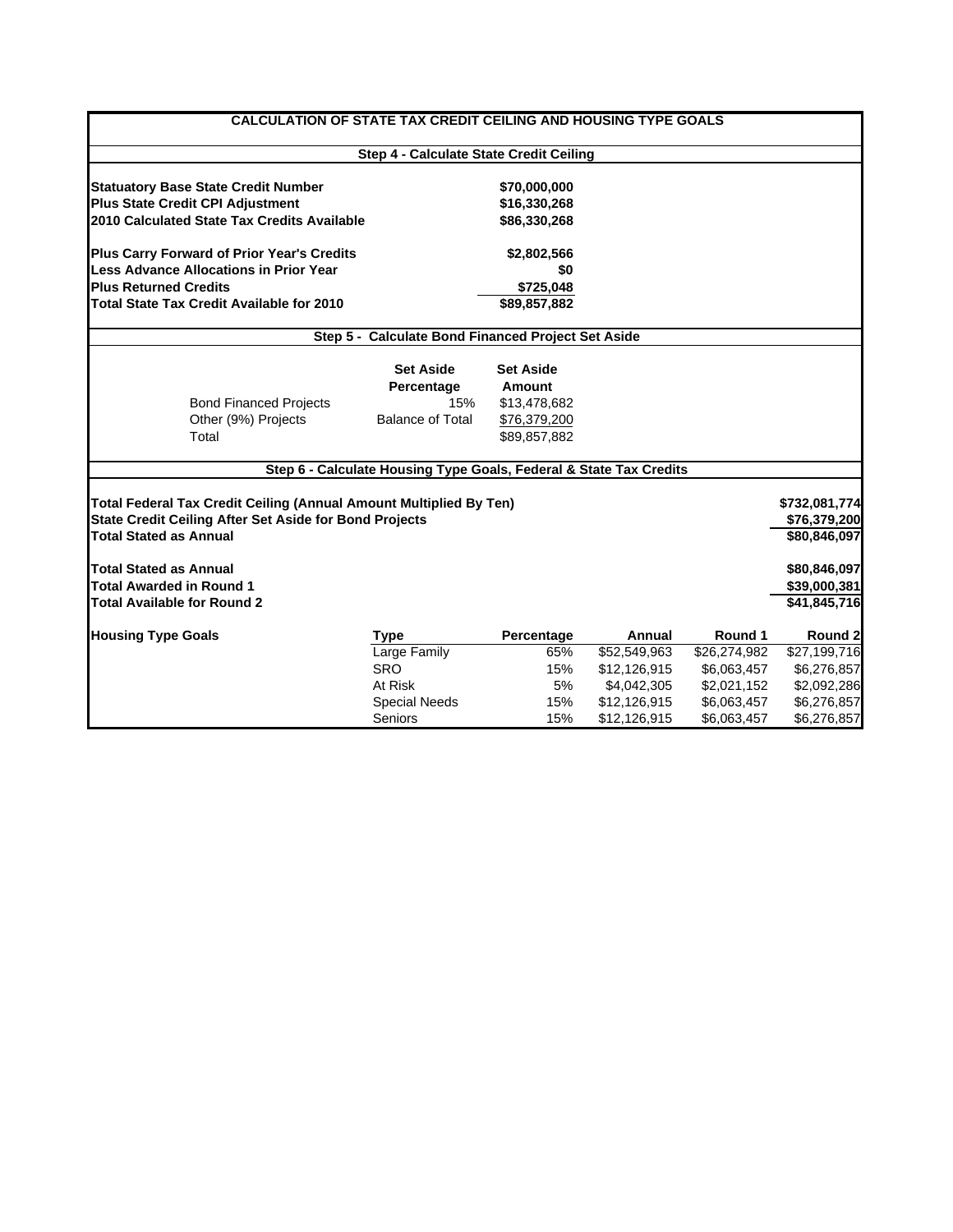## CALCULATION OF STATE TAX CREDIT CEILING AND HOUSING TYPE GOALS

### Step 4 - Calculate State Credit Ceiling

| | |
|---|---|
| **Statuatory Base State Credit Number** | **$70,000,000** |
| **Plus State Credit CPI Adjustment** | **$16,330,268** |
| **2010 Calculated State Tax Credits Available** | **$86,330,268** |
| **Plus Carry Forward of Prior Year's Credits** | **$2,802,566** |
| **Less Advance Allocations in Prior Year** | **$0** |
| **Plus Returned Credits** | **$725,048** |
| **Total State Tax Credit Available for 2010** | **$89,857,882** |

### Step 5 - Calculate Bond Financed Project Set Aside

| | Set Aside Percentage | Set Aside Amount |
|---|---|---|
| Bond Financed Projects | 15% | $13,478,682 |
| Other (9%) Projects | Balance of Total | $76,379,200 |
| Total | | $89,857,882 |

### Step 6 - Calculate Housing Type Goals, Federal & State Tax Credits

| | |
|---|---|
| **Total Federal Tax Credit Ceiling (Annual Amount Multiplied By Ten)** | **$732,081,774** |
| **State Credit Ceiling After Set Aside for Bond Projects** | **$76,379,200** |
| **Total Stated as Annual** | **$80,846,097** |
| **Total Stated as Annual** | **$80,846,097** |
| **Total Awarded in Round 1** | **$39,000,381** |
| **Total Available for Round 2** | **$41,845,716** |

| **Housing Type Goals** | **Type** | **Percentage** | **Annual** | **Round 1** | **Round 2** |
|---|---|---|---|---|---|
| | Large Family | 65% | $52,549,963 | $26,274,982 | $27,199,716 |
| | SRO | 15% | $12,126,915 | $6,063,457 | $6,276,857 |
| | At Risk | 5% | $4,042,305 | $2,021,152 | $2,092,286 |
| | Special Needs | 15% | $12,126,915 | $6,063,457 | $6,276,857 |
| | Seniors | 15% | $12,126,915 | $6,063,457 | $6,276,857 |